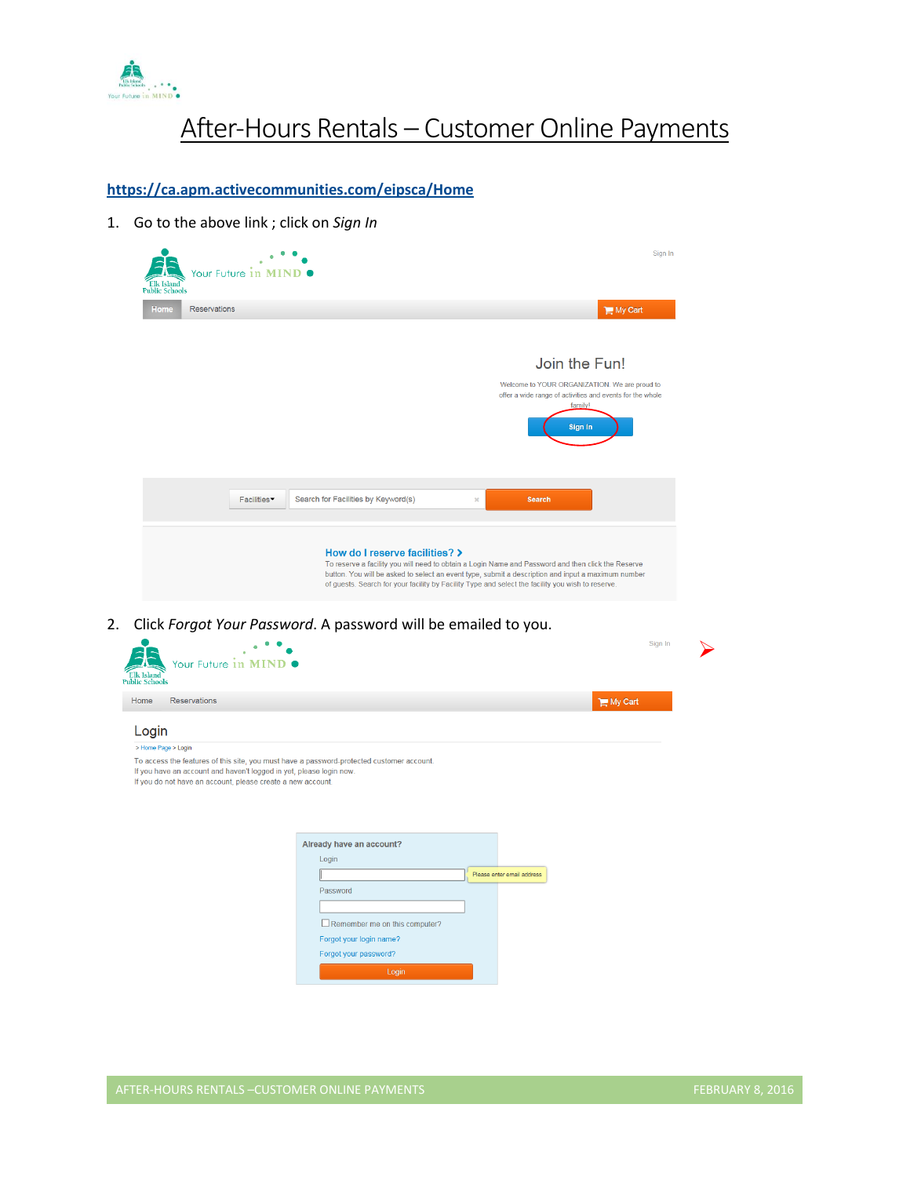# After-Hours Rentals – Customer Online Payments

**https://ca.apm.activecommunities.com/eipsca/Home**

1. Go to the above link ; click on *Sign In*

2. Click *Forgot Your Password*. A password will be emailed to you.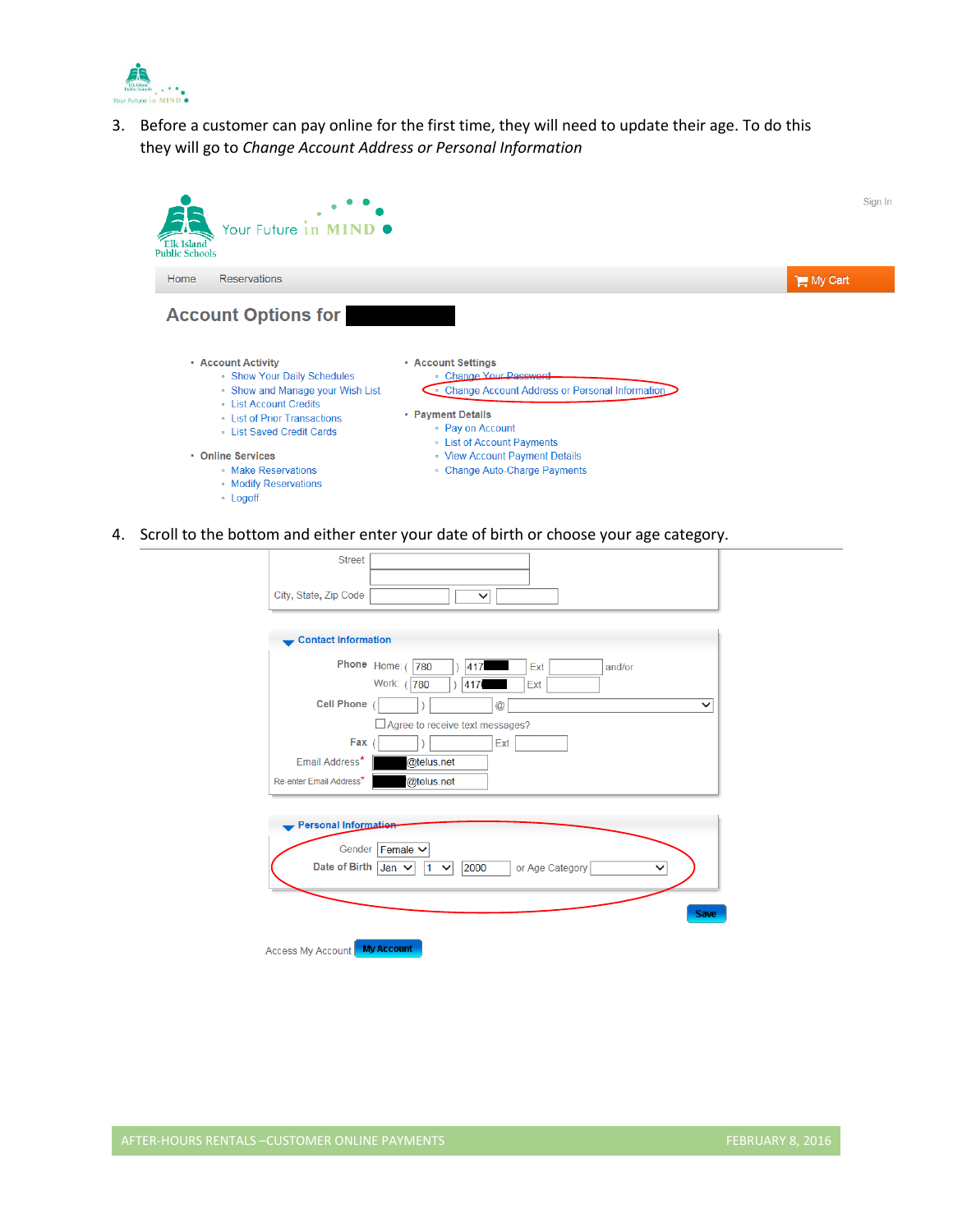3. Before a customer can pay online for the first time, they will need to update their age. To do this they will go to *Change Account Address or Personal Information*

Sign In

Your Future in MIND

Elk Island Public Schools

Home Reservations My Cart

## Account Options for

- **Account Activity**
  - Show Your Daily Schedules
  - Show and Manage your Wish List
  - List Account Credits
  - List of Prior Transactions
  - List Saved Credit Cards
- **Online Services**
  - Make Reservations
  - Modify Reservations
  - Logoff
- **Account Settings**
  - Change Your Password
  - Change Account Address or Personal Information
- **Payment Details**
  - Pay on Account
  - List of Account Payments
  - View Account Payment Details
  - Change Auto-Charge Payments

4. Scroll to the bottom and either enter your date of birth or choose your age category.

Street

City, State, Zip Code

**Contact Information**

**Phone** Home: ( 780 ) 417 Ext and/or

Work: ( 780 ) 417 Ext

**Cell Phone** ( ) @

Agree to receive text messages?

**Fax** ( ) Ext

Email Address* @telus.net

Re-enter Email Address* @telus.net

**Personal Information**

Gender Female

**Date of Birth** Jan 1 2000 or Age Category

Save

Access My Account My Account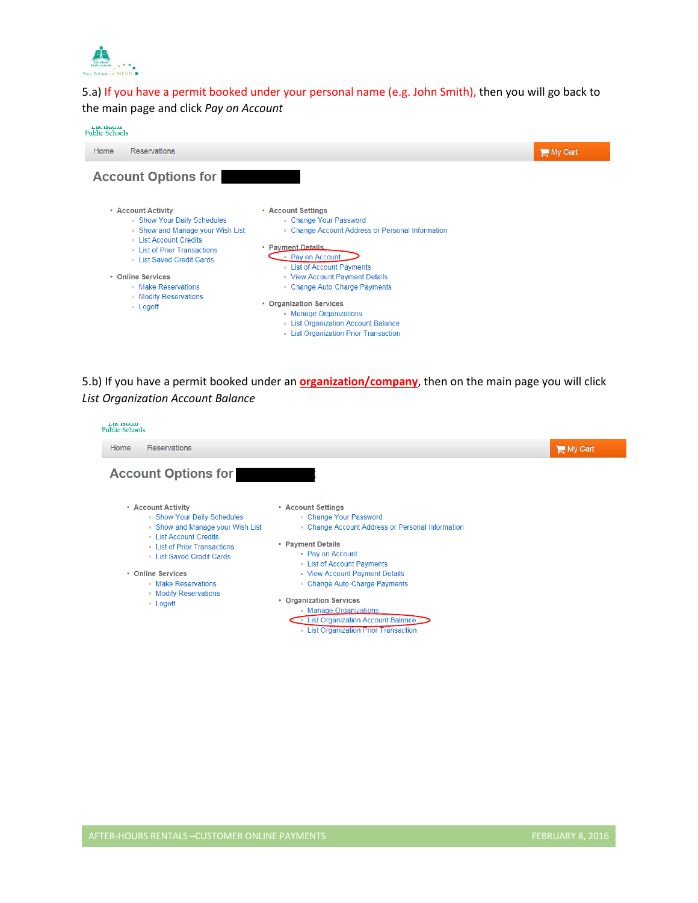5.a) If you have a permit booked under your personal name (e.g. John Smith), then you will go back to the main page and click *Pay on Account*

Public Schools

Home Reservations My Cart

**Account Options for**

- Account Activity
  - Show Your Daily Schedules
  - Show and Manage your Wish List
  - List Account Credits
  - List of Prior Transactions
  - List Saved Credit Cards
- Online Services
  - Make Reservations
  - Modify Reservations
  - Logoff
- Account Settings
  - Change Your Password
  - Change Account Address or Personal Information
- Payment Details
  - Pay on Account
  - List of Account Payments
  - View Account Payment Details
  - Change Auto-Charge Payments
- Organization Services
  - Manage Organizations
  - List Organization Account Balance
  - List Organization Prior Transaction

5.b) If you have a permit booked under an **organization/company**, then on the main page you will click *List Organization Account Balance*

Public Schools

Home Reservations My Cart

**Account Options for**

- Account Activity
  - Show Your Daily Schedules
  - Show and Manage your Wish List
  - List Account Credits
  - List of Prior Transactions
  - List Saved Credit Cards
- Online Services
  - Make Reservations
  - Modify Reservations
  - Logoff
- Account Settings
  - Change Your Password
  - Change Account Address or Personal Information
- Payment Details
  - Pay on Account
  - List of Account Payments
  - View Account Payment Details
  - Change Auto-Charge Payments
- Organization Services
  - Manage Organizations
  - List Organization Account Balance
  - List Organization Prior Transaction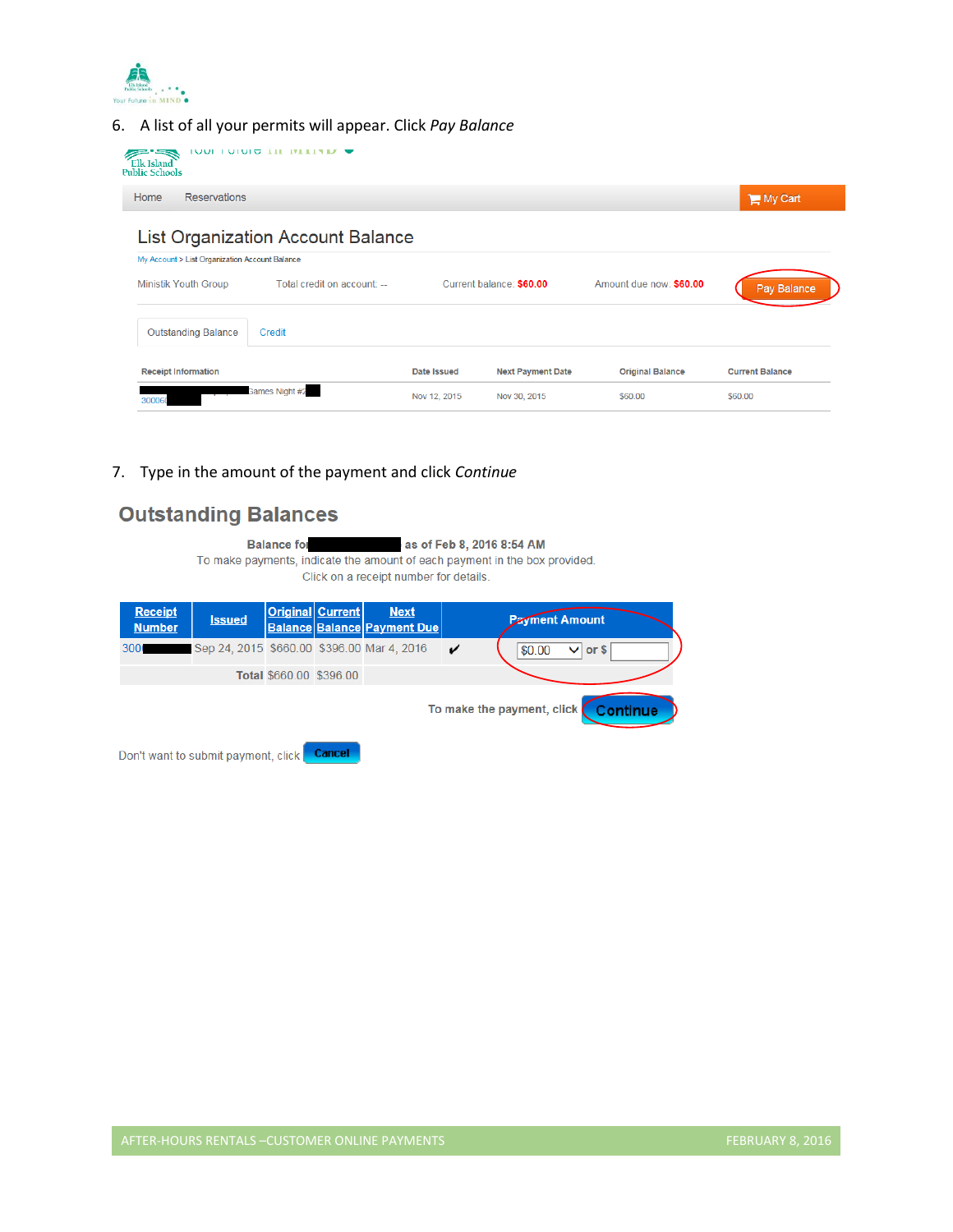6. A list of all your permits will appear. Click *Pay Balance*

Home Reservations My Cart

## List Organization Account Balance

My Account > List Organization Account Balance

Ministik Youth Group Total credit on account: -- Current balance: $60.00 Amount due now: $60.00 Pay Balance

Outstanding Balance Credit

| Receipt Information | Date Issued | Next Payment Date | Original Balance | Current Balance |
|---|---|---|---|---|
| 30006 Games Night #2 | Nov 12, 2015 | Nov 30, 2015 | $60.00 | $60.00 |

7. Type in the amount of the payment and click *Continue*

## Outstanding Balances

**Balance for as of Feb 8, 2016 8:54 AM**

To make payments, indicate the amount of each payment in the box provided.

Click on a receipt number for details.

| Receipt Number | Issued | Original Balance | Current Balance | Next Payment Due | | Payment Amount |
|---|---|---|---|---|---|---|
| 300 | Sep 24, 2015 | $660.00 | $396.00 | Mar 4, 2016 | ✔ | $0.00 or $ |
| | **Total** | $660.00 | $396.00 | | | |

To make the payment, click Continue

Don't want to submit payment, click Cancel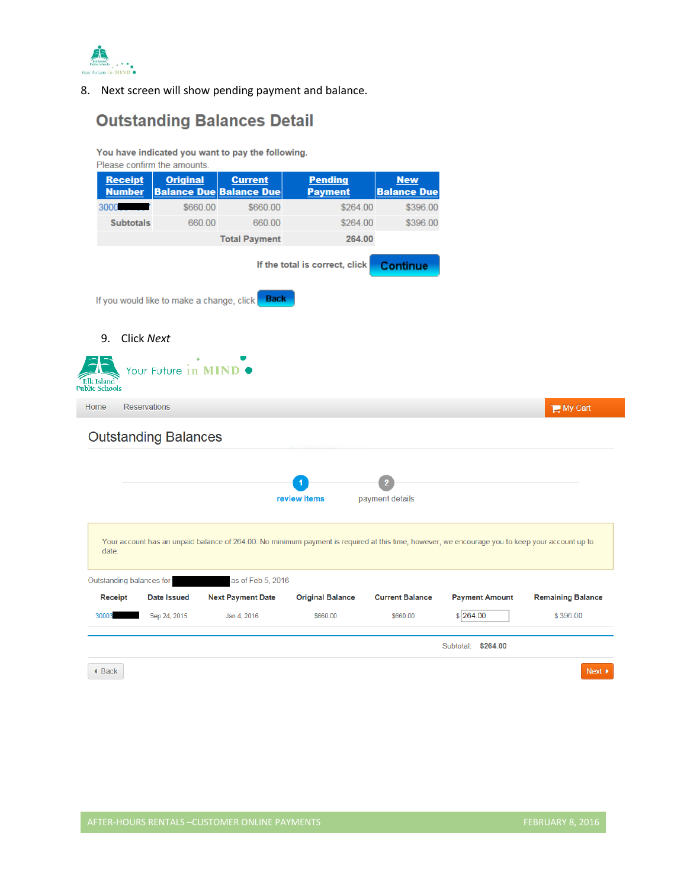8. Next screen will show pending payment and balance.

## Outstanding Balances Detail

**You have indicated you want to pay the following.**
Please confirm the amounts.

| Receipt Number | Original Balance Due | Current Balance Due | Pending Payment | New Balance Due |
|---|---|---|---|---|
| 3000 | $660.00 | $660.00 | $264.00 | $396.00 |
| Subtotals | 660.00 | 660.00 | $264.00 | $396.00 |
| | | Total Payment | 264.00 | |

If the total is correct, click **Continue**

If you would like to make a change, click **Back**

9. Click *Next*

Your Future in MIND

Elk Island Public Schools

Home  Reservations  My Cart

## Outstanding Balances

1 review items  2 payment details

Your account has an unpaid balance of 264.00. No minimum payment is required at this time, however, we encourage you to keep your account up to date.

Outstanding balances for as of Feb 5, 2016

| Receipt | Date Issued | Next Payment Date | Original Balance | Current Balance | Payment Amount | Remaining Balance |
|---|---|---|---|---|---|---|
| 30003 | Sep 24, 2015 | Jan 4, 2016 | $660.00 | $660.00 | $ 264.00 | $ 396.00 |

Subtotal: **$264.00**

Back  Next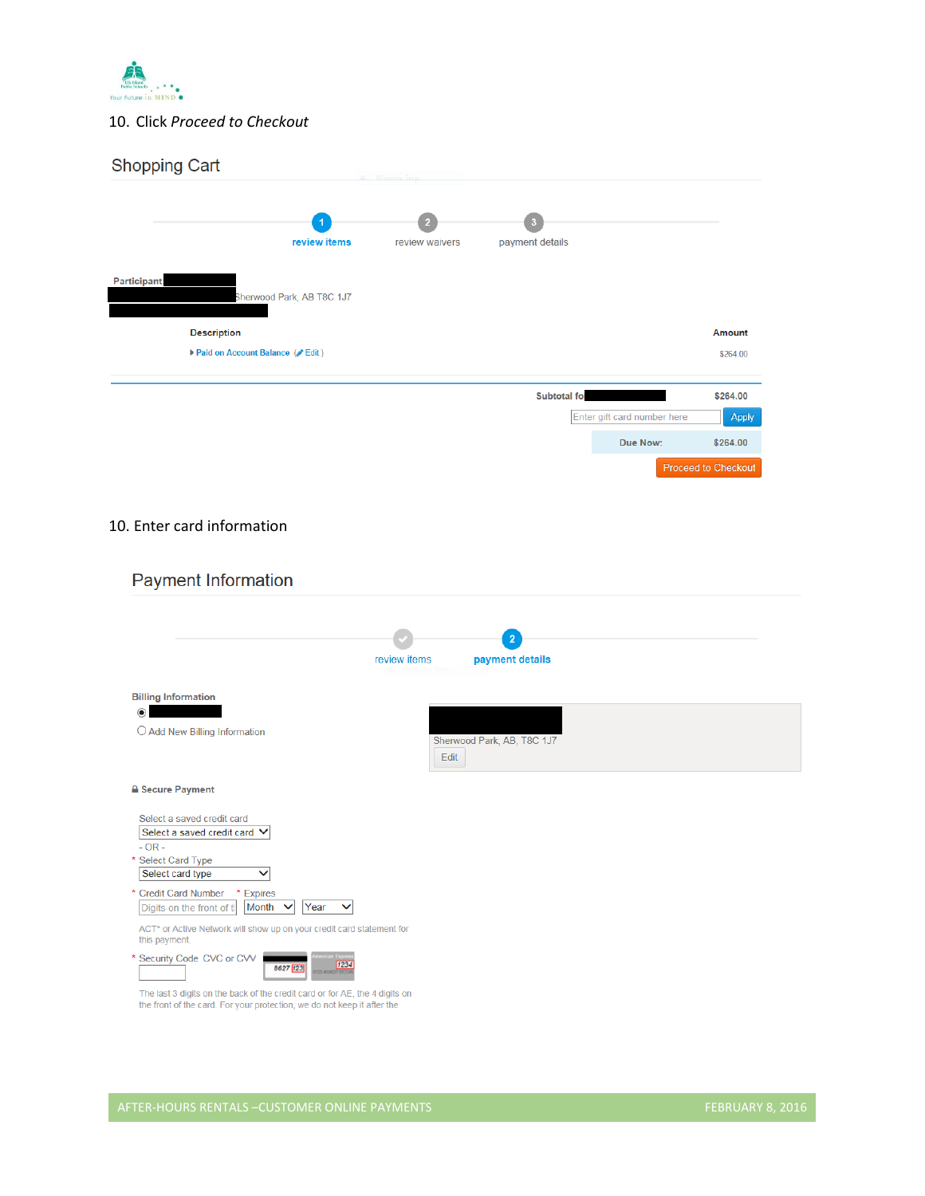10. Click *Proceed to Checkout*

## Shopping Cart

1 review items — 2 review waivers — 3 payment details

**Participant**

Sherwood Park, AB T8C 1J7

| Description | Amount |
|---|---|
| Paid on Account Balance (Edit) | $264.00 |

**Subtotal fo** $264.00

Enter gift card number here | Apply

**Due Now:** $264.00

Proceed to Checkout

10. Enter card information

## Payment Information

review items — 2 payment details

**Billing Information**

Add New Billing Information

Sherwood Park, AB, T8C 1J7

Edit

**Secure Payment**

Select a saved credit card

Select a saved credit card

- OR -

\* Select Card Type

Select card type

\* Credit Card Number \* Expires

Digits on the front of t | Month | Year

ACT* or Active Network will show up on your credit card statement for this payment.

\* Security Code CVC or CVV

The last 3 digits on the back of the credit card or for AE, the 4 digits on the front of the card. For your protection, we do not keep it after the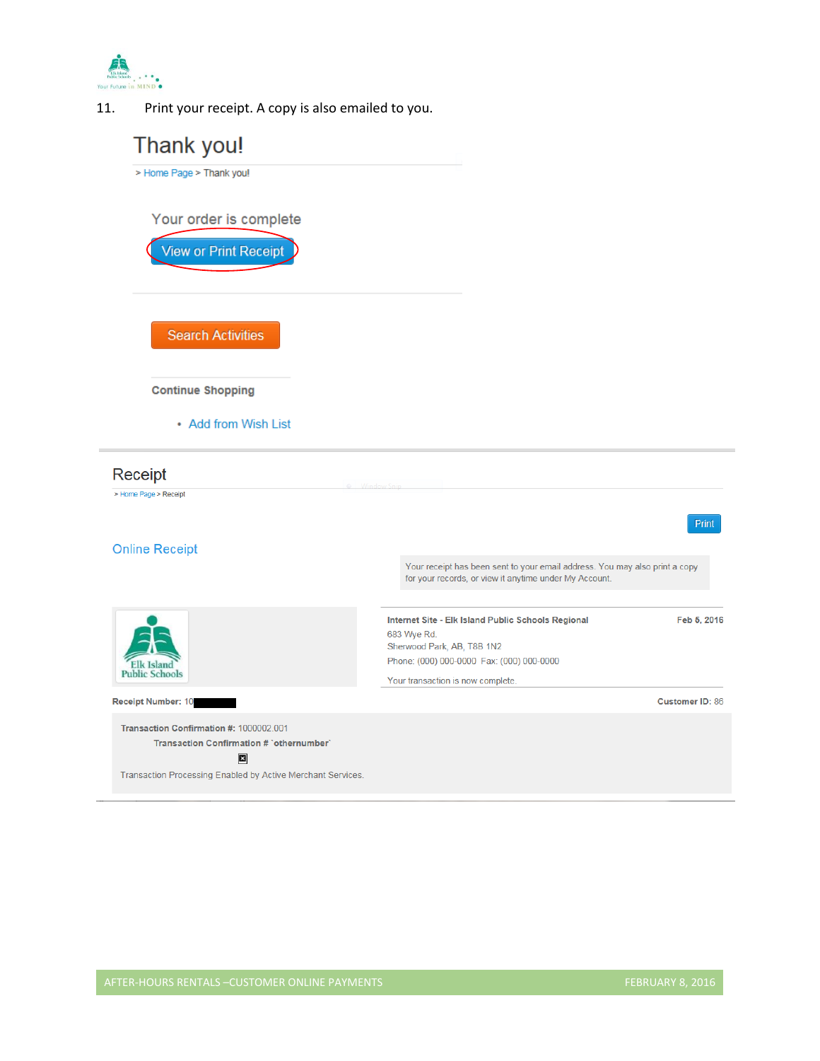11. Print your receipt. A copy is also emailed to you.

Thank you!

> Home Page > Thank you!

Your order is complete

View or Print Receipt

Search Activities

Continue Shopping

- Add from Wish List

Receipt

> Home Page > Receipt

Print

Online Receipt

Your receipt has been sent to your email address. You may also print a copy for your records, or view it anytime under My Account.

Elk Island Public Schools

**Internet Site - Elk Island Public Schools Regional** **Feb 5, 2016**

683 Wye Rd.
Sherwood Park, AB, T8B 1N2
Phone: (000) 000-0000 Fax: (000) 000-0000

Your transaction is now complete.

**Receipt Number:** 10 **Customer ID:** 86

**Transaction Confirmation #:** 1000002.001

**Transaction Confirmation # `othernumber`**

Transaction Processing Enabled by Active Merchant Services.